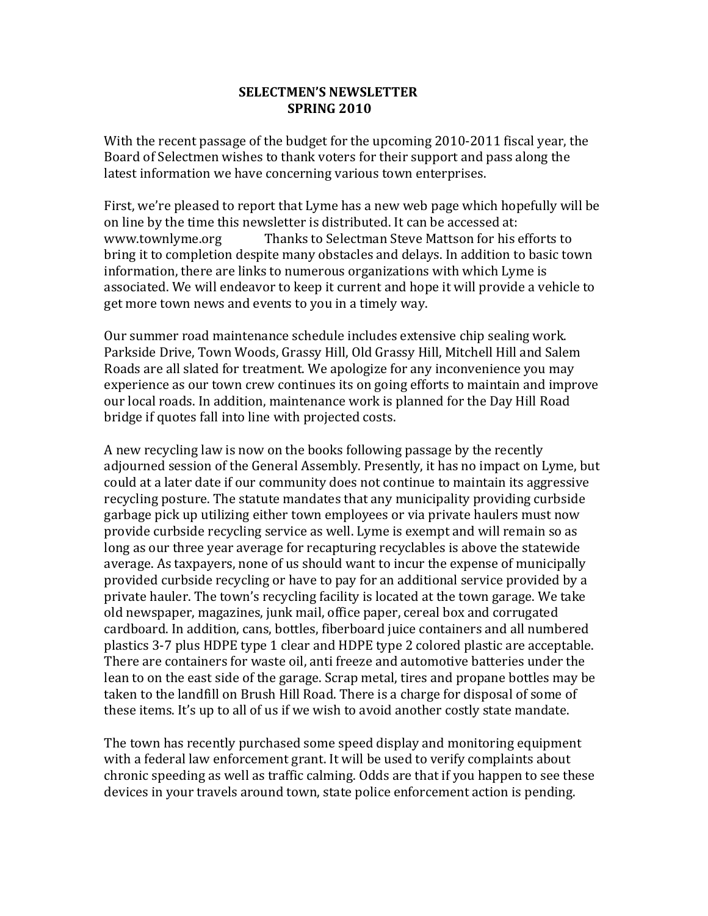# SELECTMEN'S NEWSLETTER
# SPRING 2010

With the recent passage of the budget for the upcoming 2010-2011 fiscal year, the Board of Selectmen wishes to thank voters for their support and pass along the latest information we have concerning various town enterprises.

First, we're pleased to report that Lyme has a new web page which hopefully will be on line by the time this newsletter is distributed. It can be accessed at: www.townlyme.org Thanks to Selectman Steve Mattson for his efforts to bring it to completion despite many obstacles and delays. In addition to basic town information, there are links to numerous organizations with which Lyme is associated. We will endeavor to keep it current and hope it will provide a vehicle to get more town news and events to you in a timely way.

Our summer road maintenance schedule includes extensive chip sealing work. Parkside Drive, Town Woods, Grassy Hill, Old Grassy Hill, Mitchell Hill and Salem Roads are all slated for treatment. We apologize for any inconvenience you may experience as our town crew continues its on going efforts to maintain and improve our local roads. In addition, maintenance work is planned for the Day Hill Road bridge if quotes fall into line with projected costs.

A new recycling law is now on the books following passage by the recently adjourned session of the General Assembly. Presently, it has no impact on Lyme, but could at a later date if our community does not continue to maintain its aggressive recycling posture. The statute mandates that any municipality providing curbside garbage pick up utilizing either town employees or via private haulers must now provide curbside recycling service as well. Lyme is exempt and will remain so as long as our three year average for recapturing recyclables is above the statewide average. As taxpayers, none of us should want to incur the expense of municipally provided curbside recycling or have to pay for an additional service provided by a private hauler. The town's recycling facility is located at the town garage. We take old newspaper, magazines, junk mail, office paper, cereal box and corrugated cardboard. In addition, cans, bottles, fiberboard juice containers and all numbered plastics 3-7 plus HDPE type 1 clear and HDPE type 2 colored plastic are acceptable. There are containers for waste oil, anti freeze and automotive batteries under the lean to on the east side of the garage. Scrap metal, tires and propane bottles may be taken to the landfill on Brush Hill Road. There is a charge for disposal of some of these items. It's up to all of us if we wish to avoid another costly state mandate.

The town has recently purchased some speed display and monitoring equipment with a federal law enforcement grant. It will be used to verify complaints about chronic speeding as well as traffic calming. Odds are that if you happen to see these devices in your travels around town, state police enforcement action is pending.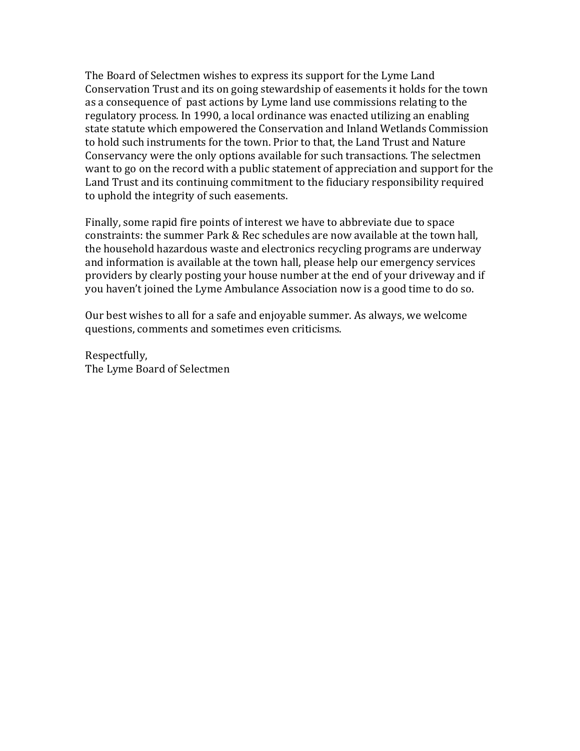The Board of Selectmen wishes to express its support for the Lyme Land Conservation Trust and its on going stewardship of easements it holds for the town as a consequence of past actions by Lyme land use commissions relating to the regulatory process. In 1990, a local ordinance was enacted utilizing an enabling state statute which empowered the Conservation and Inland Wetlands Commission to hold such instruments for the town. Prior to that, the Land Trust and Nature Conservancy were the only options available for such transactions. The selectmen want to go on the record with a public statement of appreciation and support for the Land Trust and its continuing commitment to the fiduciary responsibility required to uphold the integrity of such easements.

Finally, some rapid fire points of interest we have to abbreviate due to space constraints: the summer Park & Rec schedules are now available at the town hall, the household hazardous waste and electronics recycling programs are underway and information is available at the town hall, please help our emergency services providers by clearly posting your house number at the end of your driveway and if you haven't joined the Lyme Ambulance Association now is a good time to do so.

Our best wishes to all for a safe and enjoyable summer. As always, we welcome questions, comments and sometimes even criticisms.

Respectfully,  
The Lyme Board of Selectmen